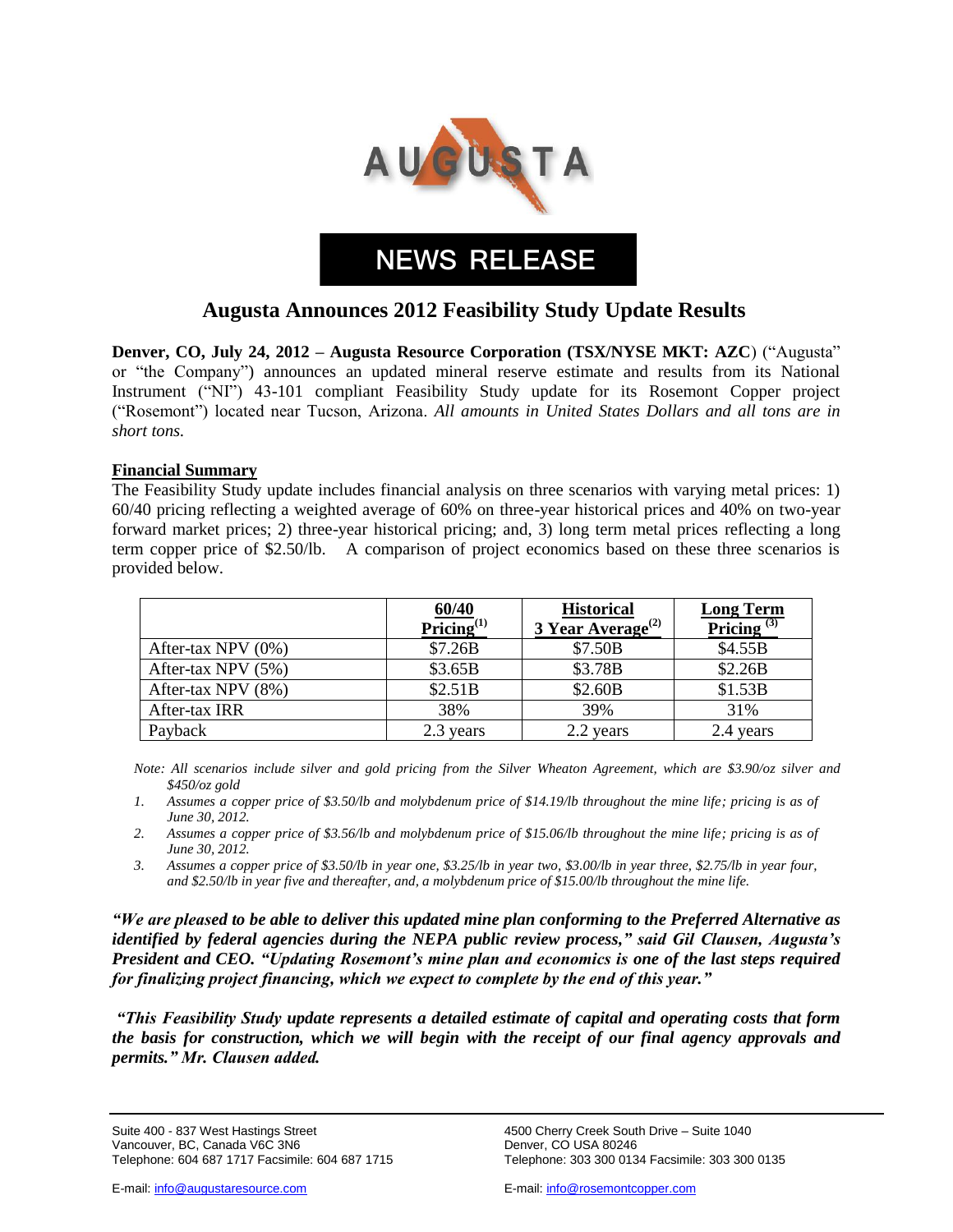AUGUSTA

NEWS RELEASE

# Augusta Announces 2012 Feasibility Study Update Results

**Denver, CO, July 24, 2012 – Augusta Resource Corporation (TSX/NYSE MKT: AZC**) ("Augusta" or "the Company") announces an updated mineral reserve estimate and results from its National Instrument ("NI") 43-101 compliant Feasibility Study update for its Rosemont Copper project ("Rosemont") located near Tucson, Arizona. *All amounts in United States Dollars and all tons are in short tons.*

## Financial Summary

The Feasibility Study update includes financial analysis on three scenarios with varying metal prices: 1) 60/40 pricing reflecting a weighted average of 60% on three-year historical prices and 40% on two-year forward market prices; 2) three-year historical pricing; and, 3) long term metal prices reflecting a long term copper price of $2.50/lb. A comparison of project economics based on these three scenarios is provided below.

| | 60/40 Pricing[1] | Historical 3 Year Average[2] | Long Term Pricing[3] |
|---|---|---|---|
| After-tax NPV (0%) | $7.26B | $7.50B | $4.55B |
| After-tax NPV (5%) | $3.65B | $3.78B | $2.26B |
| After-tax NPV (8%) | $2.51B | $2.60B | $1.53B |
| After-tax IRR | 38% | 39% | 31% |
| Payback | 2.3 years | 2.2 years | 2.4 years |

*Note: All scenarios include silver and gold pricing from the Silver Wheaton Agreement, which are $3.90/oz silver and $450/oz gold*

1. *Assumes a copper price of $3.50/lb and molybdenum price of $14.19/lb throughout the mine life; pricing is as of June 30, 2012.*
2. *Assumes a copper price of $3.56/lb and molybdenum price of $15.06/lb throughout the mine life; pricing is as of June 30, 2012.*
3. *Assumes a copper price of $3.50/lb in year one, $3.25/lb in year two, $3.00/lb in year three, $2.75/lb in year four, and $2.50/lb in year five and thereafter, and, a molybdenum price of $15.00/lb throughout the mine life.*

***"We are pleased to be able to deliver this updated mine plan conforming to the Preferred Alternative as identified by federal agencies during the NEPA public review process," said Gil Clausen, Augusta's President and CEO. "Updating Rosemont's mine plan and economics is one of the last steps required for finalizing project financing, which we expect to complete by the end of this year."***

***"This Feasibility Study update represents a detailed estimate of capital and operating costs that form the basis for construction, which we will begin with the receipt of our final agency approvals and permits." Mr. Clausen added.***

Suite 400 - 837 West Hastings Street
Vancouver, BC, Canada V6C 3N6
Telephone: 604 687 1717 Facsimile: 604 687 1715

4500 Cherry Creek South Drive – Suite 1040
Denver, CO USA 80246
Telephone: 303 300 0134 Facsimile: 303 300 0135

E-mail: info@augustaresource.com

E-mail: info@rosemontcopper.com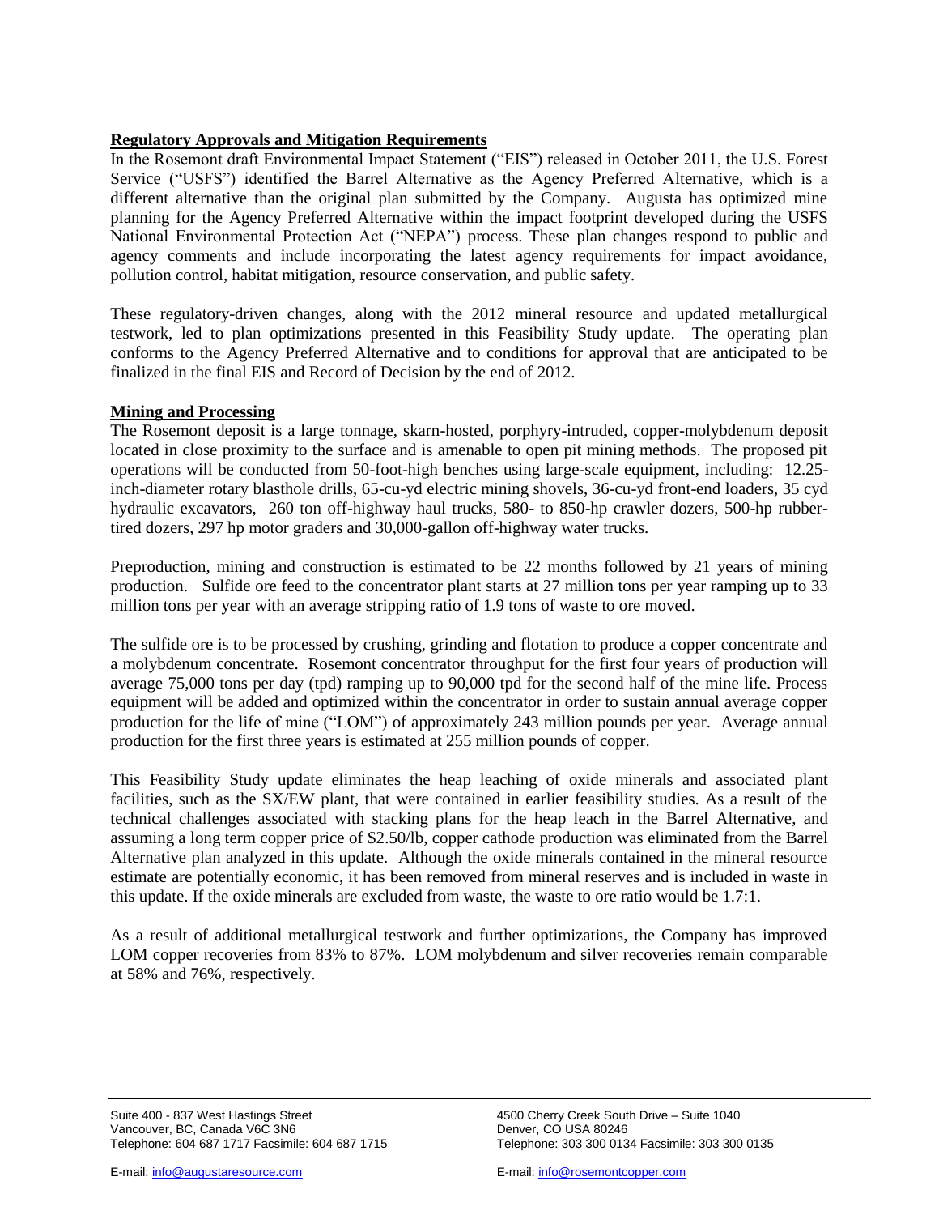**Regulatory Approvals and Mitigation Requirements**

In the Rosemont draft Environmental Impact Statement ("EIS") released in October 2011, the U.S. Forest Service ("USFS") identified the Barrel Alternative as the Agency Preferred Alternative, which is a different alternative than the original plan submitted by the Company. Augusta has optimized mine planning for the Agency Preferred Alternative within the impact footprint developed during the USFS National Environmental Protection Act ("NEPA") process. These plan changes respond to public and agency comments and include incorporating the latest agency requirements for impact avoidance, pollution control, habitat mitigation, resource conservation, and public safety.

These regulatory-driven changes, along with the 2012 mineral resource and updated metallurgical testwork, led to plan optimizations presented in this Feasibility Study update. The operating plan conforms to the Agency Preferred Alternative and to conditions for approval that are anticipated to be finalized in the final EIS and Record of Decision by the end of 2012.

**Mining and Processing**

The Rosemont deposit is a large tonnage, skarn-hosted, porphyry-intruded, copper-molybdenum deposit located in close proximity to the surface and is amenable to open pit mining methods. The proposed pit operations will be conducted from 50-foot-high benches using large-scale equipment, including: 12.25-inch-diameter rotary blasthole drills, 65-cu-yd electric mining shovels, 36-cu-yd front-end loaders, 35 cyd hydraulic excavators, 260 ton off-highway haul trucks, 580- to 850-hp crawler dozers, 500-hp rubber-tired dozers, 297 hp motor graders and 30,000-gallon off-highway water trucks.

Preproduction, mining and construction is estimated to be 22 months followed by 21 years of mining production. Sulfide ore feed to the concentrator plant starts at 27 million tons per year ramping up to 33 million tons per year with an average stripping ratio of 1.9 tons of waste to ore moved.

The sulfide ore is to be processed by crushing, grinding and flotation to produce a copper concentrate and a molybdenum concentrate. Rosemont concentrator throughput for the first four years of production will average 75,000 tons per day (tpd) ramping up to 90,000 tpd for the second half of the mine life. Process equipment will be added and optimized within the concentrator in order to sustain annual average copper production for the life of mine ("LOM") of approximately 243 million pounds per year. Average annual production for the first three years is estimated at 255 million pounds of copper.

This Feasibility Study update eliminates the heap leaching of oxide minerals and associated plant facilities, such as the SX/EW plant, that were contained in earlier feasibility studies. As a result of the technical challenges associated with stacking plans for the heap leach in the Barrel Alternative, and assuming a long term copper price of $2.50/lb, copper cathode production was eliminated from the Barrel Alternative plan analyzed in this update. Although the oxide minerals contained in the mineral resource estimate are potentially economic, it has been removed from mineral reserves and is included in waste in this update. If the oxide minerals are excluded from waste, the waste to ore ratio would be 1.7:1.

As a result of additional metallurgical testwork and further optimizations, the Company has improved LOM copper recoveries from 83% to 87%. LOM molybdenum and silver recoveries remain comparable at 58% and 76%, respectively.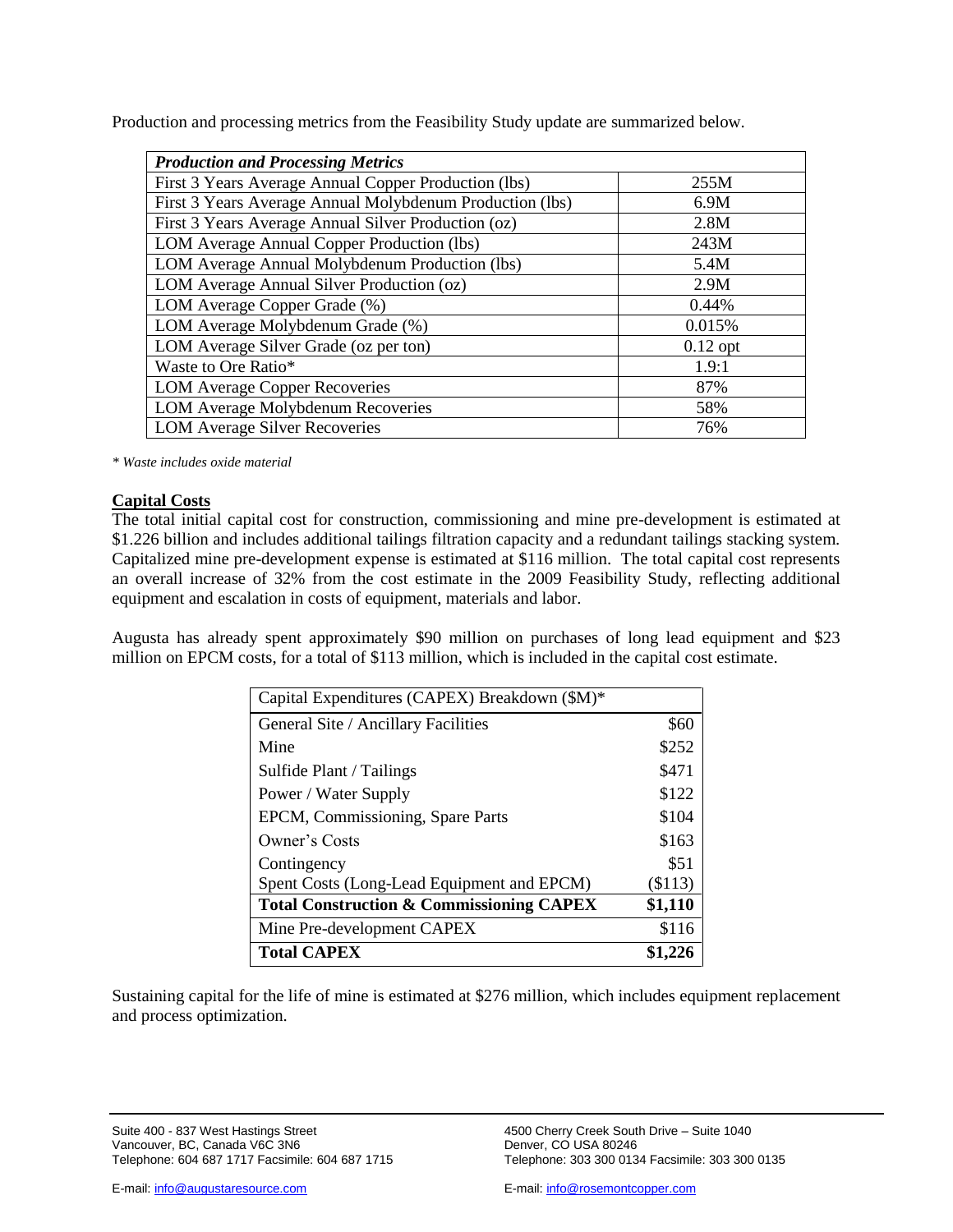Production and processing metrics from the Feasibility Study update are summarized below.

| ***Production and Processing Metrics*** | |
|---|---|
| First 3 Years Average Annual Copper Production (lbs) | 255M |
| First 3 Years Average Annual Molybdenum Production (lbs) | 6.9M |
| First 3 Years Average Annual Silver Production (oz) | 2.8M |
| LOM Average Annual Copper Production (lbs) | 243M |
| LOM Average Annual Molybdenum Production (lbs) | 5.4M |
| LOM Average Annual Silver Production (oz) | 2.9M |
| LOM Average Copper Grade (%) | 0.44% |
| LOM Average Molybdenum Grade (%) | 0.015% |
| LOM Average Silver Grade (oz per ton) | 0.12 opt |
| Waste to Ore Ratio* | 1.9:1 |
| LOM Average Copper Recoveries | 87% |
| LOM Average Molybdenum Recoveries | 58% |
| LOM Average Silver Recoveries | 76% |

*\* Waste includes oxide material*

## Capital Costs

The total initial capital cost for construction, commissioning and mine pre-development is estimated at $1.226 billion and includes additional tailings filtration capacity and a redundant tailings stacking system. Capitalized mine pre-development expense is estimated at $116 million. The total capital cost represents an overall increase of 32% from the cost estimate in the 2009 Feasibility Study, reflecting additional equipment and escalation in costs of equipment, materials and labor.

Augusta has already spent approximately $90 million on purchases of long lead equipment and $23 million on EPCM costs, for a total of $113 million, which is included in the capital cost estimate.

| Capital Expenditures (CAPEX) Breakdown ($M)* | |
|---|---|
| General Site / Ancillary Facilities | $60 |
| Mine | $252 |
| Sulfide Plant / Tailings | $471 |
| Power / Water Supply | $122 |
| EPCM, Commissioning, Spare Parts | $104 |
| Owner's Costs | $163 |
| Contingency | $51 |
| Spent Costs (Long-Lead Equipment and EPCM) | ($113) |
| **Total Construction & Commissioning CAPEX** | **$1,110** |
| Mine Pre-development CAPEX | $116 |
| **Total CAPEX** | **$1,226** |

Sustaining capital for the life of mine is estimated at $276 million, which includes equipment replacement and process optimization.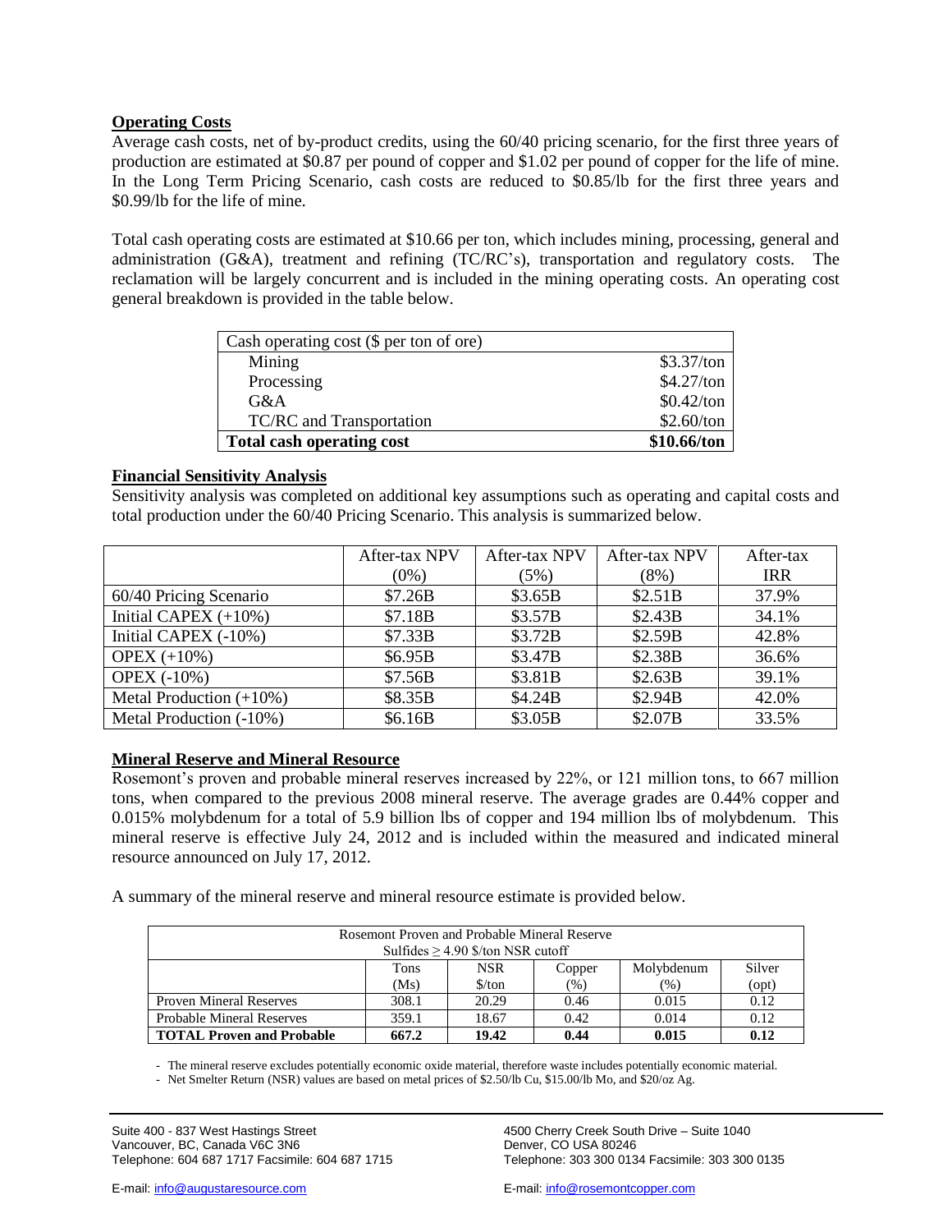**Operating Costs**

Average cash costs, net of by-product credits, using the 60/40 pricing scenario, for the first three years of production are estimated at $0.87 per pound of copper and $1.02 per pound of copper for the life of mine. In the Long Term Pricing Scenario, cash costs are reduced to $0.85/lb for the first three years and $0.99/lb for the life of mine.

Total cash operating costs are estimated at $10.66 per ton, which includes mining, processing, general and administration (G&A), treatment and refining (TC/RC's), transportation and regulatory costs. The reclamation will be largely concurrent and is included in the mining operating costs. An operating cost general breakdown is provided in the table below.

| Cash operating cost ($ per ton of ore) | |
|---|---|
| Mining | $3.37/ton |
| Processing | $4.27/ton |
| G&A | $0.42/ton |
| TC/RC and Transportation | $2.60/ton |
| **Total cash operating cost** | **$10.66/ton** |

**Financial Sensitivity Analysis**

Sensitivity analysis was completed on additional key assumptions such as operating and capital costs and total production under the 60/40 Pricing Scenario. This analysis is summarized below.

| | After-tax NPV (0%) | After-tax NPV (5%) | After-tax NPV (8%) | After-tax IRR |
|---|---|---|---|---|
| 60/40 Pricing Scenario | $7.26B | $3.65B | $2.51B | 37.9% |
| Initial CAPEX (+10%) | $7.18B | $3.57B | $2.43B | 34.1% |
| Initial CAPEX (-10%) | $7.33B | $3.72B | $2.59B | 42.8% |
| OPEX (+10%) | $6.95B | $3.47B | $2.38B | 36.6% |
| OPEX (-10%) | $7.56B | $3.81B | $2.63B | 39.1% |
| Metal Production (+10%) | $8.35B | $4.24B | $2.94B | 42.0% |
| Metal Production (-10%) | $6.16B | $3.05B | $2.07B | 33.5% |

**Mineral Reserve and Mineral Resource**

Rosemont's proven and probable mineral reserves increased by 22%, or 121 million tons, to 667 million tons, when compared to the previous 2008 mineral reserve. The average grades are 0.44% copper and 0.015% molybdenum for a total of 5.9 billion lbs of copper and 194 million lbs of molybdenum. This mineral reserve is effective July 24, 2012 and is included within the measured and indicated mineral resource announced on July 17, 2012.

A summary of the mineral reserve and mineral resource estimate is provided below.

| Rosemont Proven and Probable Mineral Reserve<br>Sulfides ≥ 4.90 $/ton NSR cutoff | | | | | |
|---|---|---|---|---|---|
| | Tons (Ms) | NSR $/ton | Copper (%) | Molybdenum (%) | Silver (opt) |
| Proven Mineral Reserves | 308.1 | 20.29 | 0.46 | 0.015 | 0.12 |
| Probable Mineral Reserves | 359.1 | 18.67 | 0.42 | 0.014 | 0.12 |
| **TOTAL Proven and Probable** | **667.2** | **19.42** | **0.44** | **0.015** | **0.12** |

- The mineral reserve excludes potentially economic oxide material, therefore waste includes potentially economic material.
- Net Smelter Return (NSR) values are based on metal prices of $2.50/lb Cu, $15.00/lb Mo, and $20/oz Ag.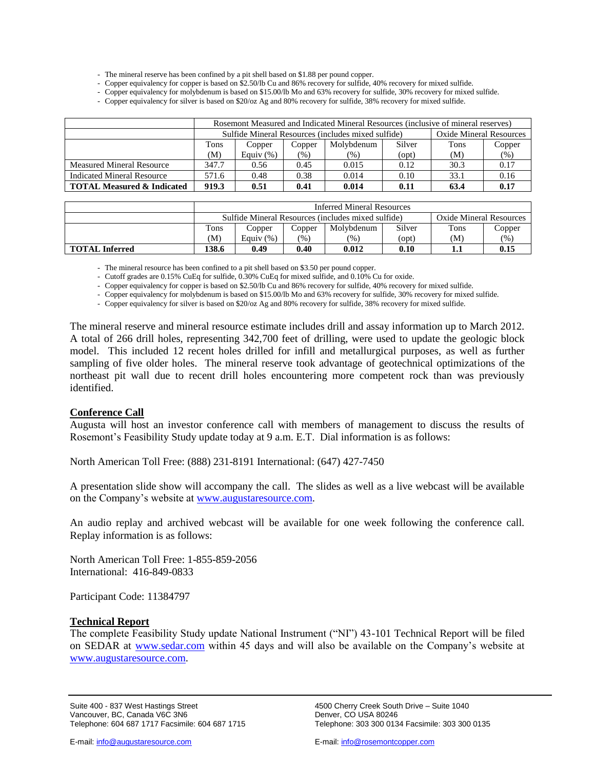- The mineral reserve has been confined by a pit shell based on $1.88 per pound copper.
- Copper equivalency for copper is based on $2.50/lb Cu and 86% recovery for sulfide, 40% recovery for mixed sulfide.
- Copper equivalency for molybdenum is based on $15.00/lb Mo and 63% recovery for sulfide, 30% recovery for mixed sulfide.
- Copper equivalency for silver is based on $20/oz Ag and 80% recovery for sulfide, 38% recovery for mixed sulfide.

| | Rosemont Measured and Indicated Mineral Resources (inclusive of mineral reserves) | | | | | | |
|---|---|---|---|---|---|---|---|
| | Sulfide Mineral Resources (includes mixed sulfide) | | | | | Oxide Mineral Resources | |
| | Tons (M) | Copper Equiv (%) | Copper (%) | Molybdenum (%) | Silver (opt) | Tons (M) | Copper (%) |
| Measured Mineral Resource | 347.7 | 0.56 | 0.45 | 0.015 | 0.12 | 30.3 | 0.17 |
| Indicated Mineral Resource | 571.6 | 0.48 | 0.38 | 0.014 | 0.10 | 33.1 | 0.16 |
| **TOTAL Measured & Indicated** | **919.3** | **0.51** | **0.41** | **0.014** | **0.11** | **63.4** | **0.17** |

| | Inferred Mineral Resources | | | | | | |
|---|---|---|---|---|---|---|---|
| | Sulfide Mineral Resources (includes mixed sulfide) | | | | | Oxide Mineral Resources | |
| | Tons (M) | Copper Equiv (%) | Copper (%) | Molybdenum (%) | Silver (opt) | Tons (M) | Copper (%) |
| **TOTAL Inferred** | **138.6** | **0.49** | **0.40** | **0.012** | **0.10** | **1.1** | **0.15** |

- The mineral resource has been confined to a pit shell based on $3.50 per pound copper.
- Cutoff grades are 0.15% CuEq for sulfide, 0.30% CuEq for mixed sulfide, and 0.10% Cu for oxide.
- Copper equivalency for copper is based on $2.50/lb Cu and 86% recovery for sulfide, 40% recovery for mixed sulfide.
- Copper equivalency for molybdenum is based on $15.00/lb Mo and 63% recovery for sulfide, 30% recovery for mixed sulfide.
- Copper equivalency for silver is based on $20/oz Ag and 80% recovery for sulfide, 38% recovery for mixed sulfide.

The mineral reserve and mineral resource estimate includes drill and assay information up to March 2012. A total of 266 drill holes, representing 342,700 feet of drilling, were used to update the geologic block model. This included 12 recent holes drilled for infill and metallurgical purposes, as well as further sampling of five older holes. The mineral reserve took advantage of geotechnical optimizations of the northeast pit wall due to recent drill holes encountering more competent rock than was previously identified.

## Conference Call

Augusta will host an investor conference call with members of management to discuss the results of Rosemont's Feasibility Study update today at 9 a.m. E.T. Dial information is as follows:

North American Toll Free: (888) 231-8191 International: (647) 427-7450

A presentation slide show will accompany the call. The slides as well as a live webcast will be available on the Company's website at www.augustaresource.com.

An audio replay and archived webcast will be available for one week following the conference call. Replay information is as follows:

North American Toll Free: 1-855-859-2056
International: 416-849-0833

Participant Code: 11384797

## Technical Report

The complete Feasibility Study update National Instrument ("NI") 43-101 Technical Report will be filed on SEDAR at www.sedar.com within 45 days and will also be available on the Company's website at www.augustaresource.com.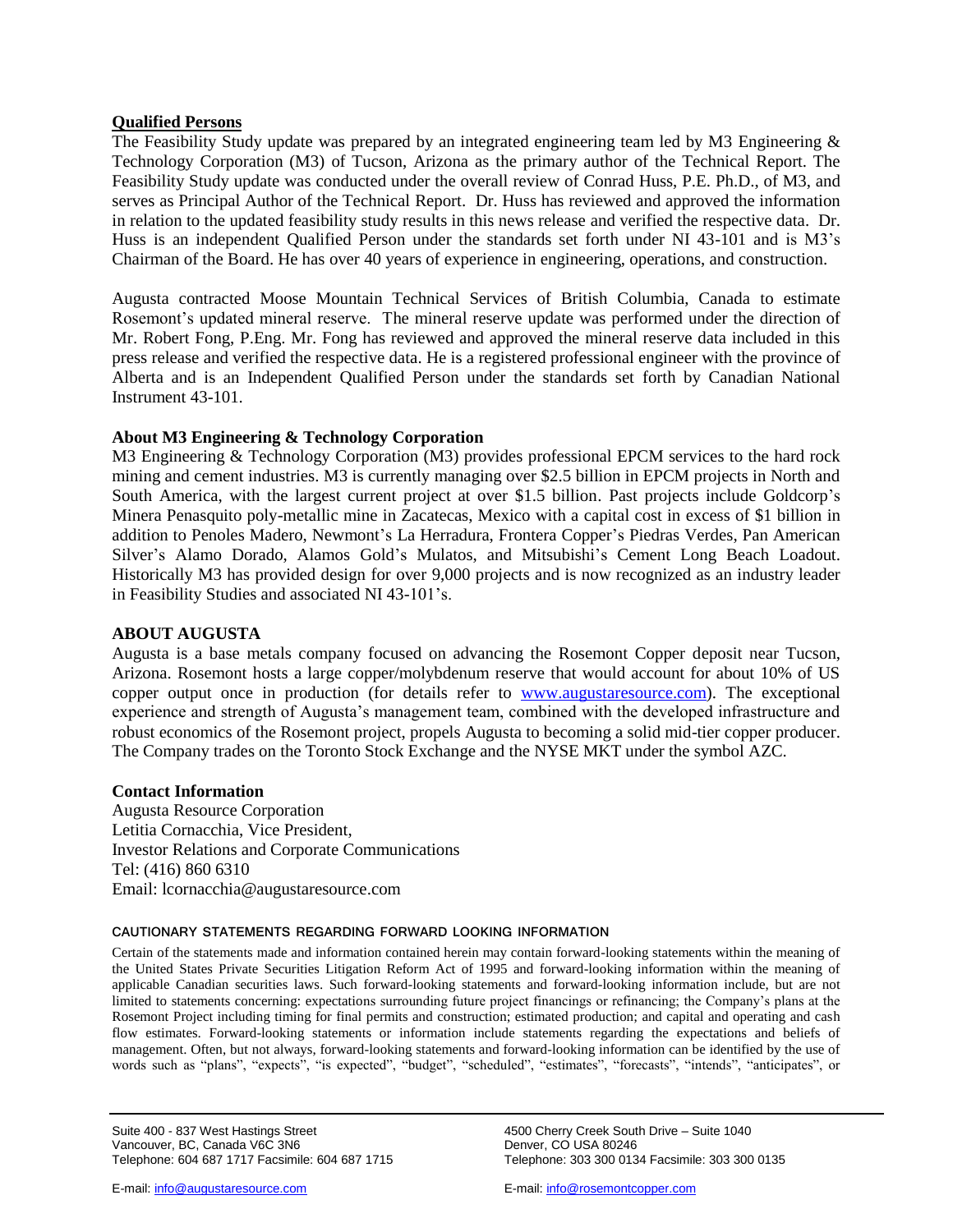## Qualified Persons

The Feasibility Study update was prepared by an integrated engineering team led by M3 Engineering & Technology Corporation (M3) of Tucson, Arizona as the primary author of the Technical Report. The Feasibility Study update was conducted under the overall review of Conrad Huss, P.E. Ph.D., of M3, and serves as Principal Author of the Technical Report. Dr. Huss has reviewed and approved the information in relation to the updated feasibility study results in this news release and verified the respective data. Dr. Huss is an independent Qualified Person under the standards set forth under NI 43-101 and is M3's Chairman of the Board. He has over 40 years of experience in engineering, operations, and construction.

Augusta contracted Moose Mountain Technical Services of British Columbia, Canada to estimate Rosemont's updated mineral reserve. The mineral reserve update was performed under the direction of Mr. Robert Fong, P.Eng. Mr. Fong has reviewed and approved the mineral reserve data included in this press release and verified the respective data. He is a registered professional engineer with the province of Alberta and is an Independent Qualified Person under the standards set forth by Canadian National Instrument 43-101.

## About M3 Engineering & Technology Corporation

M3 Engineering & Technology Corporation (M3) provides professional EPCM services to the hard rock mining and cement industries. M3 is currently managing over $2.5 billion in EPCM projects in North and South America, with the largest current project at over $1.5 billion. Past projects include Goldcorp's Minera Penasquito poly-metallic mine in Zacatecas, Mexico with a capital cost in excess of $1 billion in addition to Penoles Madero, Newmont's La Herradura, Frontera Copper's Piedras Verdes, Pan American Silver's Alamo Dorado, Alamos Gold's Mulatos, and Mitsubishi's Cement Long Beach Loadout. Historically M3 has provided design for over 9,000 projects and is now recognized as an industry leader in Feasibility Studies and associated NI 43-101's.

## ABOUT AUGUSTA

Augusta is a base metals company focused on advancing the Rosemont Copper deposit near Tucson, Arizona. Rosemont hosts a large copper/molybdenum reserve that would account for about 10% of US copper output once in production (for details refer to [www.augustaresource.com](http://www.augustaresource.com)). The exceptional experience and strength of Augusta's management team, combined with the developed infrastructure and robust economics of the Rosemont project, propels Augusta to becoming a solid mid-tier copper producer. The Company trades on the Toronto Stock Exchange and the NYSE MKT under the symbol AZC.

## Contact Information

Augusta Resource Corporation
Letitia Cornacchia, Vice President,
Investor Relations and Corporate Communications
Tel: (416) 860 6310
Email: lcornacchia@augustaresource.com

### CAUTIONARY STATEMENTS REGARDING FORWARD LOOKING INFORMATION

Certain of the statements made and information contained herein may contain forward-looking statements within the meaning of the United States Private Securities Litigation Reform Act of 1995 and forward-looking information within the meaning of applicable Canadian securities laws. Such forward-looking statements and forward-looking information include, but are not limited to statements concerning: expectations surrounding future project financings or refinancing; the Company's plans at the Rosemont Project including timing for final permits and construction; estimated production; and capital and operating and cash flow estimates. Forward-looking statements or information include statements regarding the expectations and beliefs of management. Often, but not always, forward-looking statements and forward-looking information can be identified by the use of words such as "plans", "expects", "is expected", "budget", "scheduled", "estimates", "forecasts", "intends", "anticipates", or

Suite 400 - 837 West Hastings Street
Vancouver, BC, Canada V6C 3N6
Telephone: 604 687 1717 Facsimile: 604 687 1715

4500 Cherry Creek South Drive – Suite 1040
Denver, CO USA 80246
Telephone: 303 300 0134 Facsimile: 303 300 0135

E-mail: [info@augustaresource.com](mailto:info@augustaresource.com)

E-mail: [info@rosemontcopper.com](mailto:info@rosemontcopper.com)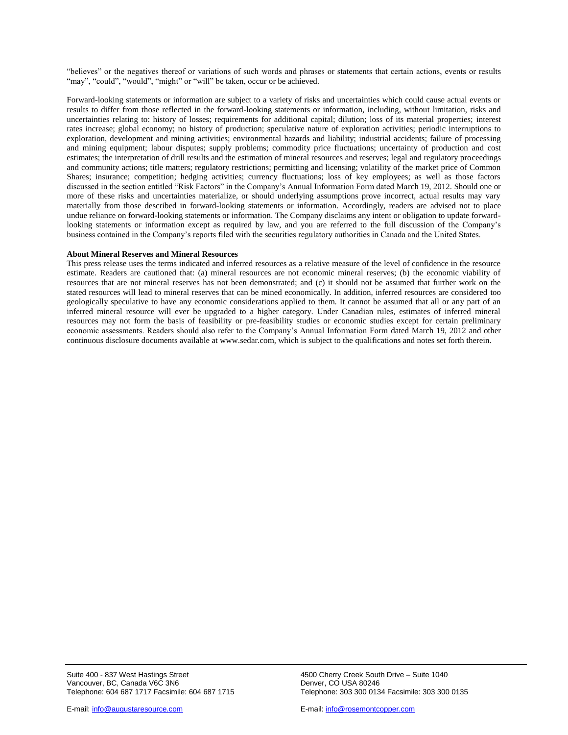"believes" or the negatives thereof or variations of such words and phrases or statements that certain actions, events or results "may", "could", "would", "might" or "will" be taken, occur or be achieved.

Forward-looking statements or information are subject to a variety of risks and uncertainties which could cause actual events or results to differ from those reflected in the forward-looking statements or information, including, without limitation, risks and uncertainties relating to: history of losses; requirements for additional capital; dilution; loss of its material properties; interest rates increase; global economy; no history of production; speculative nature of exploration activities; periodic interruptions to exploration, development and mining activities; environmental hazards and liability; industrial accidents; failure of processing and mining equipment; labour disputes; supply problems; commodity price fluctuations; uncertainty of production and cost estimates; the interpretation of drill results and the estimation of mineral resources and reserves; legal and regulatory proceedings and community actions; title matters; regulatory restrictions; permitting and licensing; volatility of the market price of Common Shares; insurance; competition; hedging activities; currency fluctuations; loss of key employees; as well as those factors discussed in the section entitled "Risk Factors" in the Company's Annual Information Form dated March 19, 2012. Should one or more of these risks and uncertainties materialize, or should underlying assumptions prove incorrect, actual results may vary materially from those described in forward-looking statements or information. Accordingly, readers are advised not to place undue reliance on forward-looking statements or information. The Company disclaims any intent or obligation to update forward-looking statements or information except as required by law, and you are referred to the full discussion of the Company's business contained in the Company's reports filed with the securities regulatory authorities in Canada and the United States.

**About Mineral Reserves and Mineral Resources**

This press release uses the terms indicated and inferred resources as a relative measure of the level of confidence in the resource estimate. Readers are cautioned that: (a) mineral resources are not economic mineral reserves; (b) the economic viability of resources that are not mineral reserves has not been demonstrated; and (c) it should not be assumed that further work on the stated resources will lead to mineral reserves that can be mined economically. In addition, inferred resources are considered too geologically speculative to have any economic considerations applied to them. It cannot be assumed that all or any part of an inferred mineral resource will ever be upgraded to a higher category. Under Canadian rules, estimates of inferred mineral resources may not form the basis of feasibility or pre-feasibility studies or economic studies except for certain preliminary economic assessments. Readers should also refer to the Company's Annual Information Form dated March 19, 2012 and other continuous disclosure documents available at www.sedar.com, which is subject to the qualifications and notes set forth therein.

Suite 400 - 837 West Hastings Street
Vancouver, BC, Canada V6C 3N6
Telephone: 604 687 1717 Facsimile: 604 687 1715

E-mail: info@augustaresource.com

4500 Cherry Creek South Drive – Suite 1040
Denver, CO USA 80246
Telephone: 303 300 0134 Facsimile: 303 300 0135

E-mail: info@rosemontcopper.com